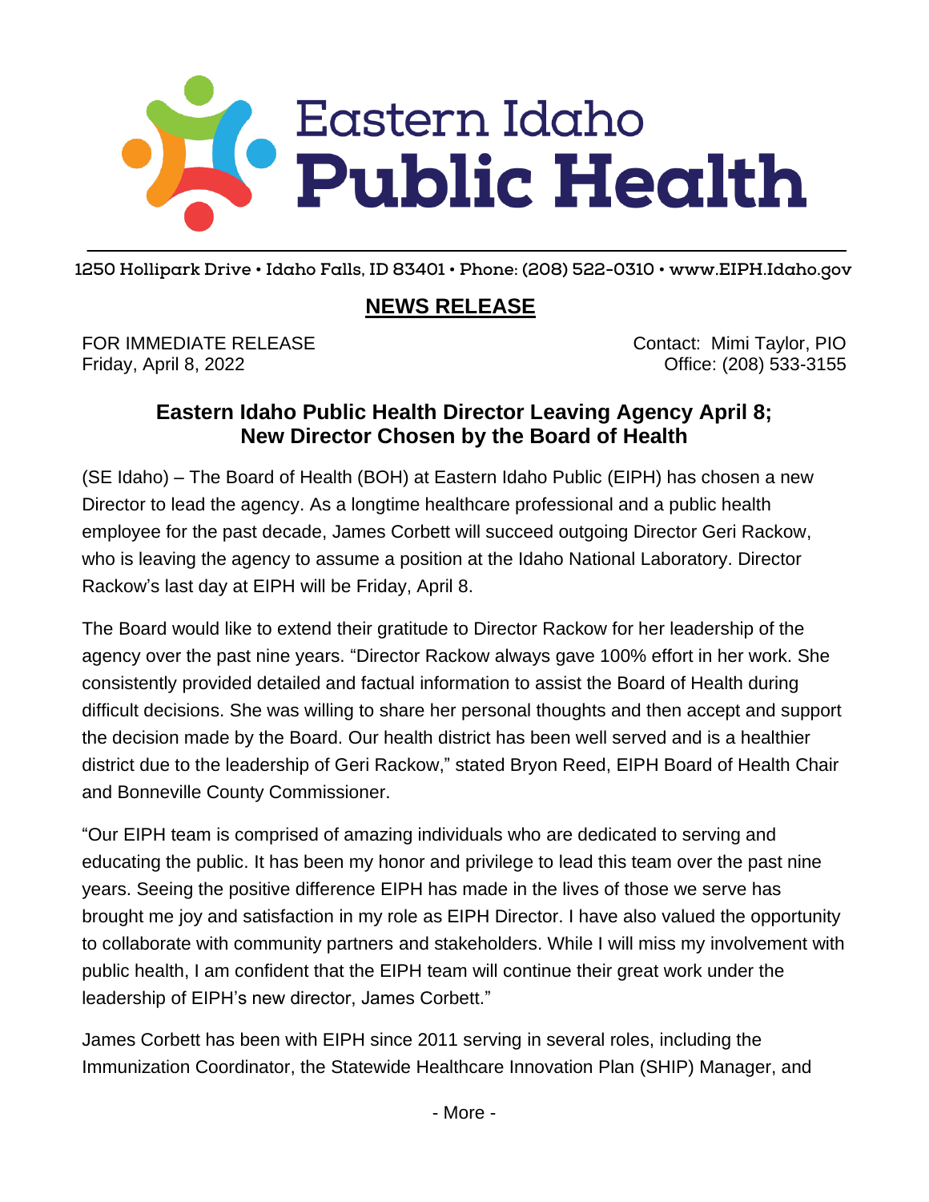# Eastern Idaho Public Health

1250 Hollipark Drive • Idaho Falls, ID 83401 • Phone: (208) 522-0310 • www.EIPH.Idaho.gov

## NEWS RELEASE

FOR IMMEDIATE RELEASE
Friday, April 8, 2022

Contact: Mimi Taylor, PIO
Office: (208) 533-3155

### Eastern Idaho Public Health Director Leaving Agency April 8; New Director Chosen by the Board of Health

(SE Idaho) – The Board of Health (BOH) at Eastern Idaho Public (EIPH) has chosen a new Director to lead the agency. As a longtime healthcare professional and a public health employee for the past decade, James Corbett will succeed outgoing Director Geri Rackow, who is leaving the agency to assume a position at the Idaho National Laboratory. Director Rackow's last day at EIPH will be Friday, April 8.

The Board would like to extend their gratitude to Director Rackow for her leadership of the agency over the past nine years. "Director Rackow always gave 100% effort in her work. She consistently provided detailed and factual information to assist the Board of Health during difficult decisions. She was willing to share her personal thoughts and then accept and support the decision made by the Board. Our health district has been well served and is a healthier district due to the leadership of Geri Rackow," stated Bryon Reed, EIPH Board of Health Chair and Bonneville County Commissioner.

"Our EIPH team is comprised of amazing individuals who are dedicated to serving and educating the public. It has been my honor and privilege to lead this team over the past nine years. Seeing the positive difference EIPH has made in the lives of those we serve has brought me joy and satisfaction in my role as EIPH Director. I have also valued the opportunity to collaborate with community partners and stakeholders. While I will miss my involvement with public health, I am confident that the EIPH team will continue their great work under the leadership of EIPH's new director, James Corbett."

James Corbett has been with EIPH since 2011 serving in several roles, including the Immunization Coordinator, the Statewide Healthcare Innovation Plan (SHIP) Manager, and

- More -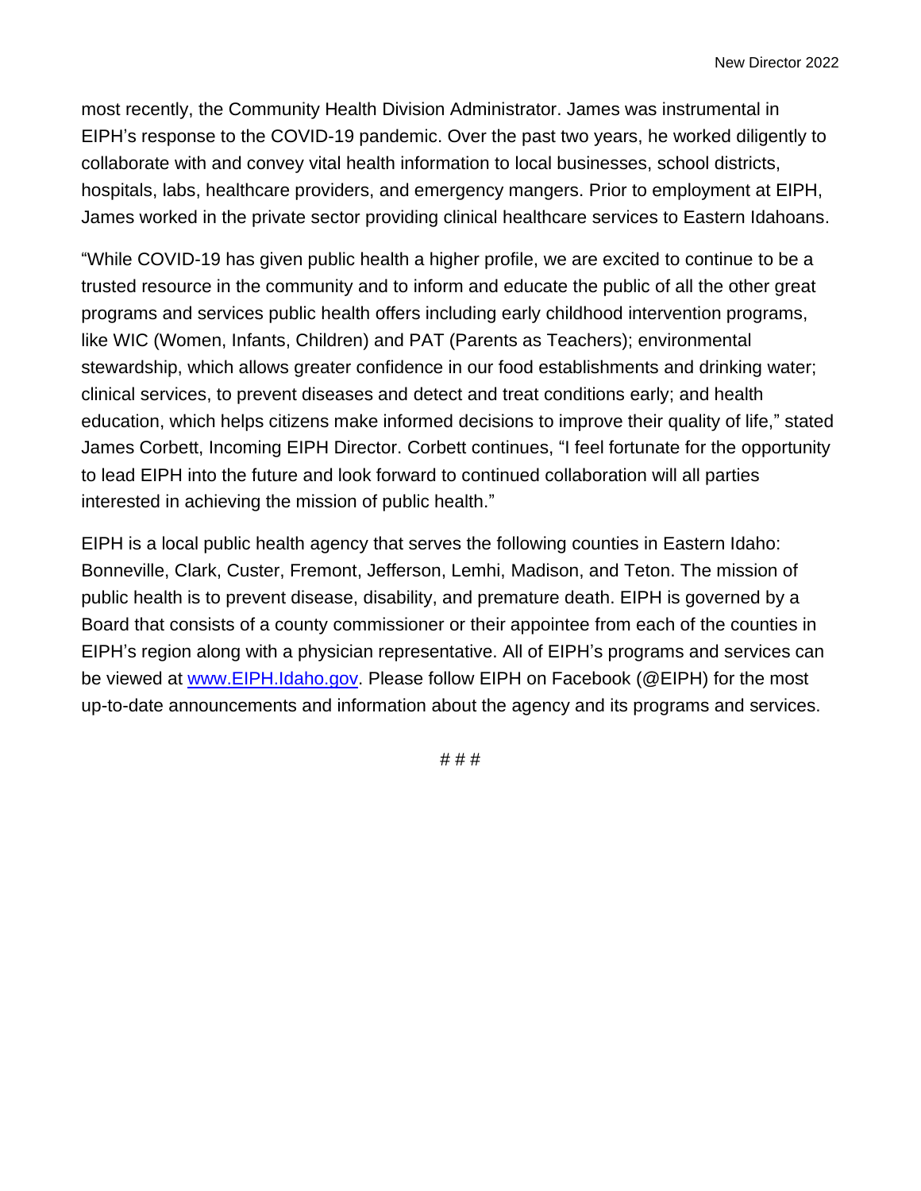most recently, the Community Health Division Administrator. James was instrumental in EIPH's response to the COVID-19 pandemic. Over the past two years, he worked diligently to collaborate with and convey vital health information to local businesses, school districts, hospitals, labs, healthcare providers, and emergency mangers. Prior to employment at EIPH, James worked in the private sector providing clinical healthcare services to Eastern Idahoans.

"While COVID-19 has given public health a higher profile, we are excited to continue to be a trusted resource in the community and to inform and educate the public of all the other great programs and services public health offers including early childhood intervention programs, like WIC (Women, Infants, Children) and PAT (Parents as Teachers); environmental stewardship, which allows greater confidence in our food establishments and drinking water; clinical services, to prevent diseases and detect and treat conditions early; and health education, which helps citizens make informed decisions to improve their quality of life," stated James Corbett, Incoming EIPH Director. Corbett continues, "I feel fortunate for the opportunity to lead EIPH into the future and look forward to continued collaboration will all parties interested in achieving the mission of public health."

EIPH is a local public health agency that serves the following counties in Eastern Idaho: Bonneville, Clark, Custer, Fremont, Jefferson, Lemhi, Madison, and Teton. The mission of public health is to prevent disease, disability, and premature death. EIPH is governed by a Board that consists of a county commissioner or their appointee from each of the counties in EIPH's region along with a physician representative. All of EIPH's programs and services can be viewed at [www.EIPH.Idaho.gov](http://www.EIPH.Idaho.gov). Please follow EIPH on Facebook (@EIPH) for the most up-to-date announcements and information about the agency and its programs and services.

# # #